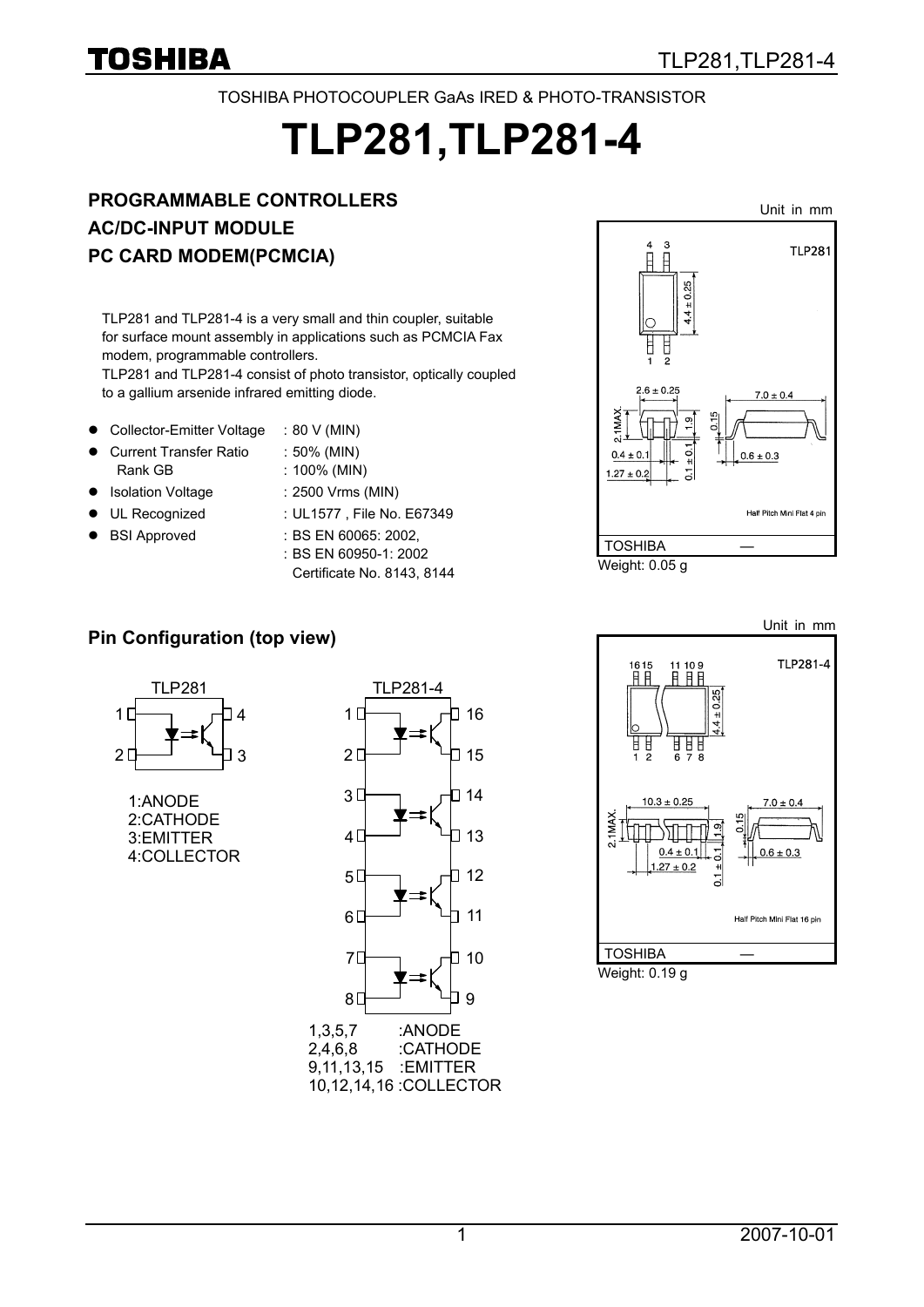TOSHIBA PHOTOCOUPLER GaAs IRED & PHOTO-TRANSISTOR

# TLP281,TLP281-4

**PROGRAMMABLE CONTROLLERS**
**AC/DC-INPUT MODULE**
**PC CARD MODEM(PCMCIA)**

TLP281 and TLP281-4 is a very small and thin coupler, suitable for surface mount assembly in applications such as PCMCIA Fax modem, programmable controllers.
TLP281 and TLP281-4 consist of photo transistor, optically coupled to a gallium arsenide infrared emitting diode.

- Collector-Emitter Voltage : 80 V (MIN)
- Current Transfer Ratio : 50% (MIN)
  Rank GB : 100% (MIN)
- Isolation Voltage : 2500 Vrms (MIN)
- UL Recognized : UL1577 , File No. E67349
- BSI Approved : BS EN 60065: 2002,
  : BS EN 60950-1: 2002
  Certificate No. 8143, 8144

Unit in mm

TLP281

4.4 ± 0.25
2.6 ± 0.25
7.0 ± 0.4
2.1MAX.
1.9
0.15
0.4 ± 0.1
0.1 ± 0.1
0.6 ± 0.3
1.27 ± 0.2

Half Pitch Mini Flat 4 pin

TOSHIBA —

Weight: 0.05 g

## Pin Configuration (top view)

TLP281

1:ANODE
2:CATHODE
3:EMITTER
4:COLLECTOR

TLP281-4

1,3,5,7 :ANODE
2,4,6,8 :CATHODE
9,11,13,15 :EMITTER
10,12,14,16 :COLLECTOR

Unit in mm

TLP281-4

4.4 ± 0.25
10.3 ± 0.25
7.0 ± 0.4
2.1MAX.
1.9
0.15
0.4 ± 0.1
1.27 ± 0.2
0.1 ± 0.1
0.6 ± 0.3

Half Pitch Mini Flat 16 pin

TOSHIBA —

Weight: 0.19 g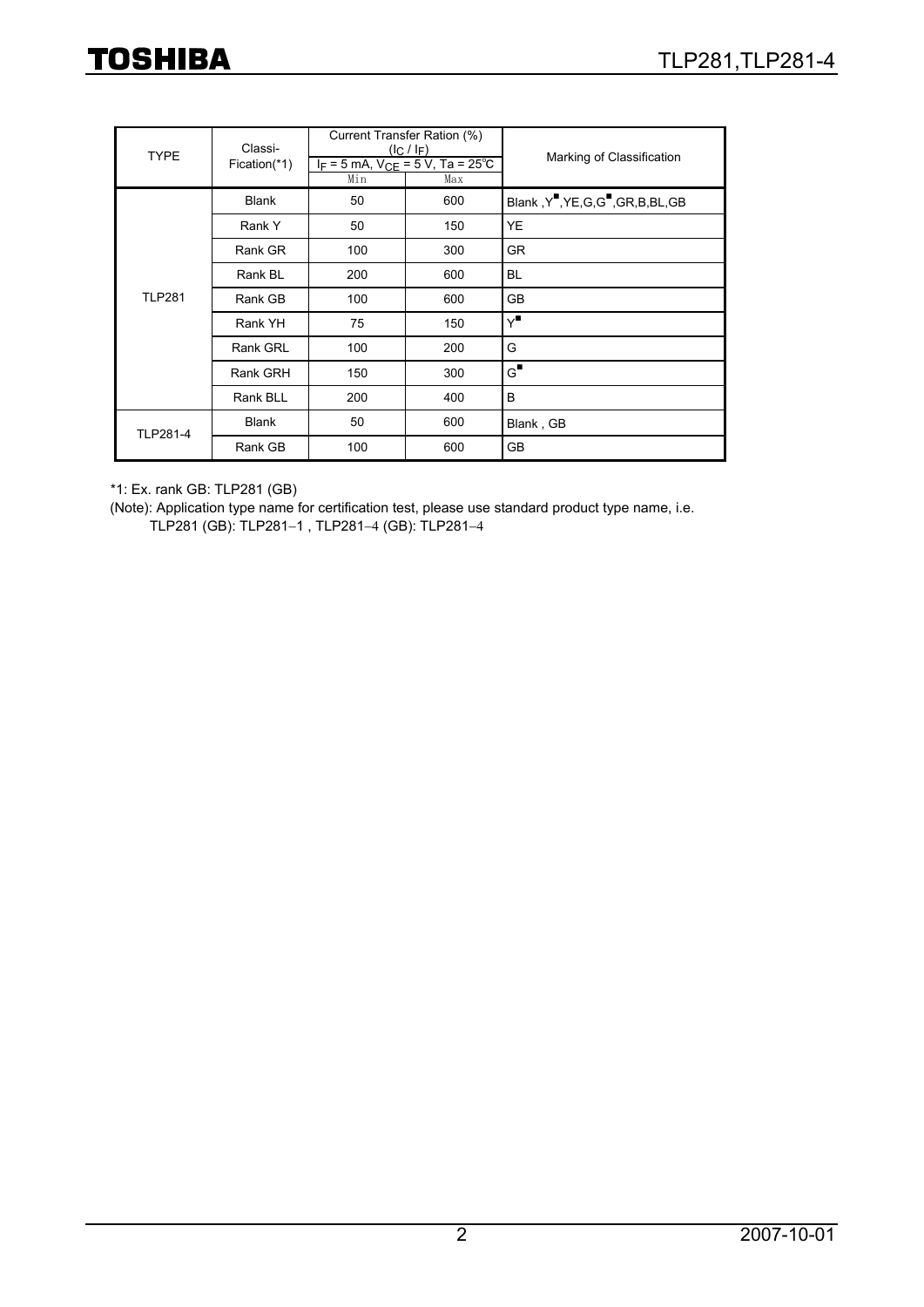| TYPE | Classi-Fication(*1) | Current Transfer Ration (%) ($I_C$ / $I_F$) $I_F$ = 5 mA, $V_{CE}$ = 5 V, Ta = 25°C | | Marking of Classification |
|---|---|---|---|---|
| | | Min | Max | |
| TLP281 | Blank | 50 | 600 | Blank ,Y■,YE,G,G■,GR,B,BL,GB |
| | Rank Y | 50 | 150 | YE |
| | Rank GR | 100 | 300 | GR |
| | Rank BL | 200 | 600 | BL |
| | Rank GB | 100 | 600 | GB |
| | Rank YH | 75 | 150 | Y■ |
| | Rank GRL | 100 | 200 | G |
| | Rank GRH | 150 | 300 | G■ |
| | Rank BLL | 200 | 400 | B |
| TLP281-4 | Blank | 50 | 600 | Blank , GB |
| | Rank GB | 100 | 600 | GB |

*1: Ex. rank GB: TLP281 (GB)

(Note): Application type name for certification test, please use standard product type name, i.e.
TLP281 (GB): TLP281−1 , TLP281−4 (GB): TLP281−4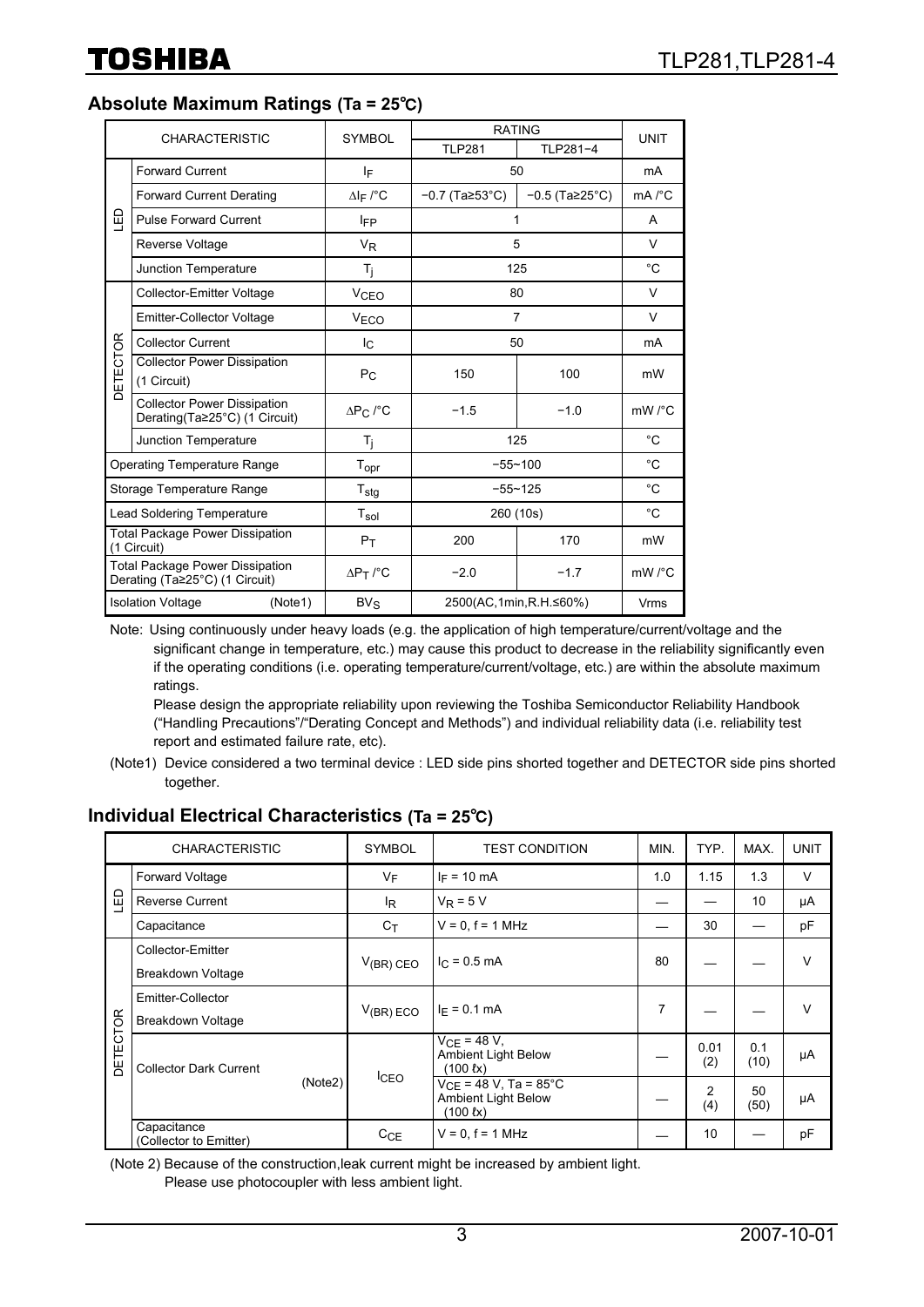## Absolute Maximum Ratings (Ta = 25°C)

| CHARACTERISTIC | | SYMBOL | RATING | | UNIT |
|---|---|---|---|---|---|
| | | | TLP281 | TLP281−4 | |
| LED | Forward Current | $I_F$ | 50 | | mA |
| | Forward Current Derating | $\Delta I_F$ /°C | −0.7 (Ta≥53°C) | −0.5 (Ta≥25°C) | mA /°C |
| | Pulse Forward Current | $I_{FP}$ | 1 | | A |
| | Reverse Voltage | $V_R$ | 5 | | V |
| | Junction Temperature | $T_j$ | 125 | | °C |
| DETECTOR | Collector-Emitter Voltage | $V_{CEO}$ | 80 | | V |
| | Emitter-Collector Voltage | $V_{ECO}$ | 7 | | V |
| | Collector Current | $I_C$ | 50 | | mA |
| | Collector Power Dissipation (1 Circuit) | $P_C$ | 150 | 100 | mW |
| | Collector Power Dissipation Derating(Ta≥25°C) (1 Circuit) | $\Delta P_C$ /°C | −1.5 | −1.0 | mW /°C |
| | Junction Temperature | $T_j$ | 125 | | °C |
| Operating Temperature Range | | $T_{opr}$ | −55~100 | | °C |
| Storage Temperature Range | | $T_{stg}$ | −55~125 | | °C |
| Lead Soldering Temperature | | $T_{sol}$ | 260 (10s) | | °C |
| Total Package Power Dissipation (1 Circuit) | | $P_T$ | 200 | 170 | mW |
| Total Package Power Dissipation Derating (Ta≥25°C) (1 Circuit) | | $\Delta P_T$ /°C | −2.0 | −1.7 | mW /°C |
| Isolation Voltage (Note1) | | $BV_S$ | 2500(AC,1min,R.H.≤60%) | | Vrms |

Note: Using continuously under heavy loads (e.g. the application of high temperature/current/voltage and the significant change in temperature, etc.) may cause this product to decrease in the reliability significantly even if the operating conditions (i.e. operating temperature/current/voltage, etc.) are within the absolute maximum ratings.
Please design the appropriate reliability upon reviewing the Toshiba Semiconductor Reliability Handbook ("Handling Precautions"/"Derating Concept and Methods") and individual reliability data (i.e. reliability test report and estimated failure rate, etc).

(Note1) Device considered a two terminal device : LED side pins shorted together and DETECTOR side pins shorted together.

## Individual Electrical Characteristics (Ta = 25°C)

| CHARACTERISTIC | | SYMBOL | TEST CONDITION | MIN. | TYP. | MAX. | UNIT |
|---|---|---|---|---|---|---|---|
| LED | Forward Voltage | $V_F$ | $I_F$ = 10 mA | 1.0 | 1.15 | 1.3 | V |
| | Reverse Current | $I_R$ | $V_R$ = 5 V | — | — | 10 | μA |
| | Capacitance | $C_T$ | V = 0, f = 1 MHz | — | 30 | — | pF |
| DETECTOR | Collector-Emitter Breakdown Voltage | $V_{(BR)\ CEO}$ | $I_C$ = 0.5 mA | 80 | — | — | V |
| | Emitter-Collector Breakdown Voltage | $V_{(BR)\ ECO}$ | $I_E$ = 0.1 mA | 7 | — | — | V |
| | Collector Dark Current (Note2) | $I_{CEO}$ | $V_{CE}$ = 48 V, Ambient Light Below (100 ℓx) | — | 0.01 (2) | 0.1 (10) | μA |
| | | | $V_{CE}$ = 48 V, Ta = 85°C Ambient Light Below (100 ℓx) | — | 2 (4) | 50 (50) | μA |
| | Capacitance (Collector to Emitter) | $C_{CE}$ | V = 0, f = 1 MHz | — | 10 | — | pF |

(Note 2) Because of the construction,leak current might be increased by ambient light.
Please use photocoupler with less ambient light.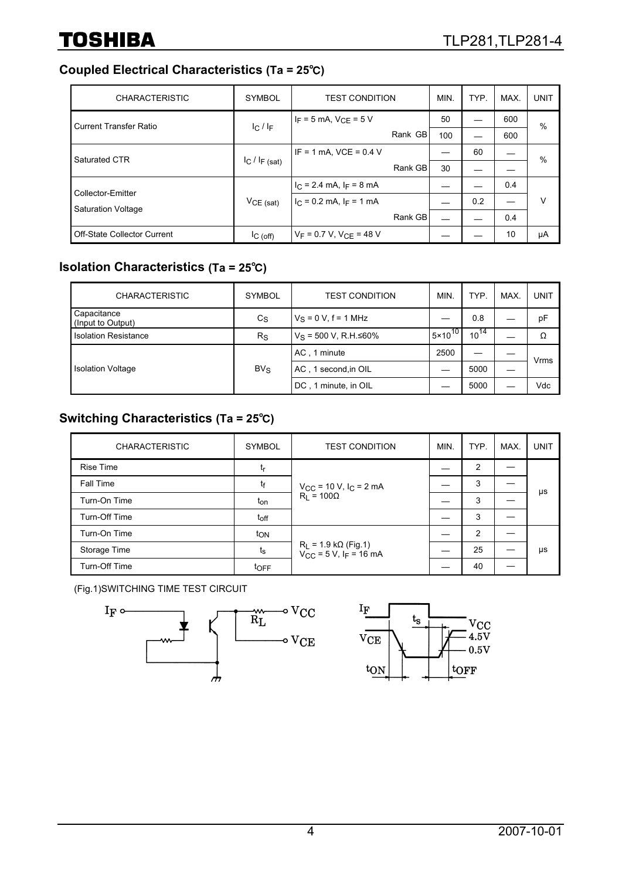## Coupled Electrical Characteristics (Ta = 25℃)

| CHARACTERISTIC | SYMBOL | TEST CONDITION | MIN. | TYP. | MAX. | UNIT |
|---|---|---|---|---|---|---|
| Current Transfer Ratio | $I_C / I_F$ | $I_F$ = 5 mA, $V_{CE}$ = 5 V | 50 | — | 600 | % |
| | | Rank GB | 100 | — | 600 | |
| Saturated CTR | $I_C / I_{F\ (sat)}$ | IF = 1 mA, VCE = 0.4 V | — | 60 | — | % |
| | | Rank GB | 30 | — | — | |
| Collector-Emitter Saturation Voltage | $V_{CE\ (sat)}$ | $I_C$ = 2.4 mA, $I_F$ = 8 mA | — | — | 0.4 | V |
| | | $I_C$ = 0.2 mA, $I_F$ = 1 mA | — | 0.2 | — | |
| | | Rank GB | — | — | 0.4 | |
| Off-State Collector Current | $I_{C\ (off)}$ | $V_F$ = 0.7 V, $V_{CE}$ = 48 V | — | — | 10 | μA |

## Isolation Characteristics (Ta = 25℃)

| CHARACTERISTIC | SYMBOL | TEST CONDITION | MIN. | TYP. | MAX. | UNIT |
|---|---|---|---|---|---|---|
| Capacitance (Input to Output) | $C_S$ | $V_S$ = 0 V, f = 1 MHz | — | 0.8 | — | pF |
| Isolation Resistance | $R_S$ | $V_S$ = 500 V, R.H.≤60% | $5\times10^{10}$ | $10^{14}$ | — | Ω |
| Isolation Voltage | $BV_S$ | AC , 1 minute | 2500 | — | — | Vrms |
| | | AC , 1 second,in OIL | — | 5000 | — | |
| | | DC , 1 minute, in OIL | — | 5000 | — | Vdc |

## Switching Characteristics (Ta = 25℃)

| CHARACTERISTIC | SYMBOL | TEST CONDITION | MIN. | TYP. | MAX. | UNIT |
|---|---|---|---|---|---|---|
| Rise Time | $t_r$ | $V_{CC}$ = 10 V, $I_C$ = 2 mA<br>$R_L$ = 100Ω | — | 2 | — | μs |
| Fall Time | $t_f$ | | — | 3 | — | |
| Turn-On Time | $t_{on}$ | | — | 3 | — | |
| Turn-Off Time | $t_{off}$ | | — | 3 | — | |
| Turn-On Time | $t_{ON}$ | $R_L$ = 1.9 kΩ (Fig.1)<br>$V_{CC}$ = 5 V, $I_F$ = 16 mA | — | 2 | — | μs |
| Storage Time | $t_s$ | | — | 25 | — | |
| Turn-Off Time | $t_{OFF}$ | | — | 40 | — | |

(Fig.1)SWITCHING TIME TEST CIRCUIT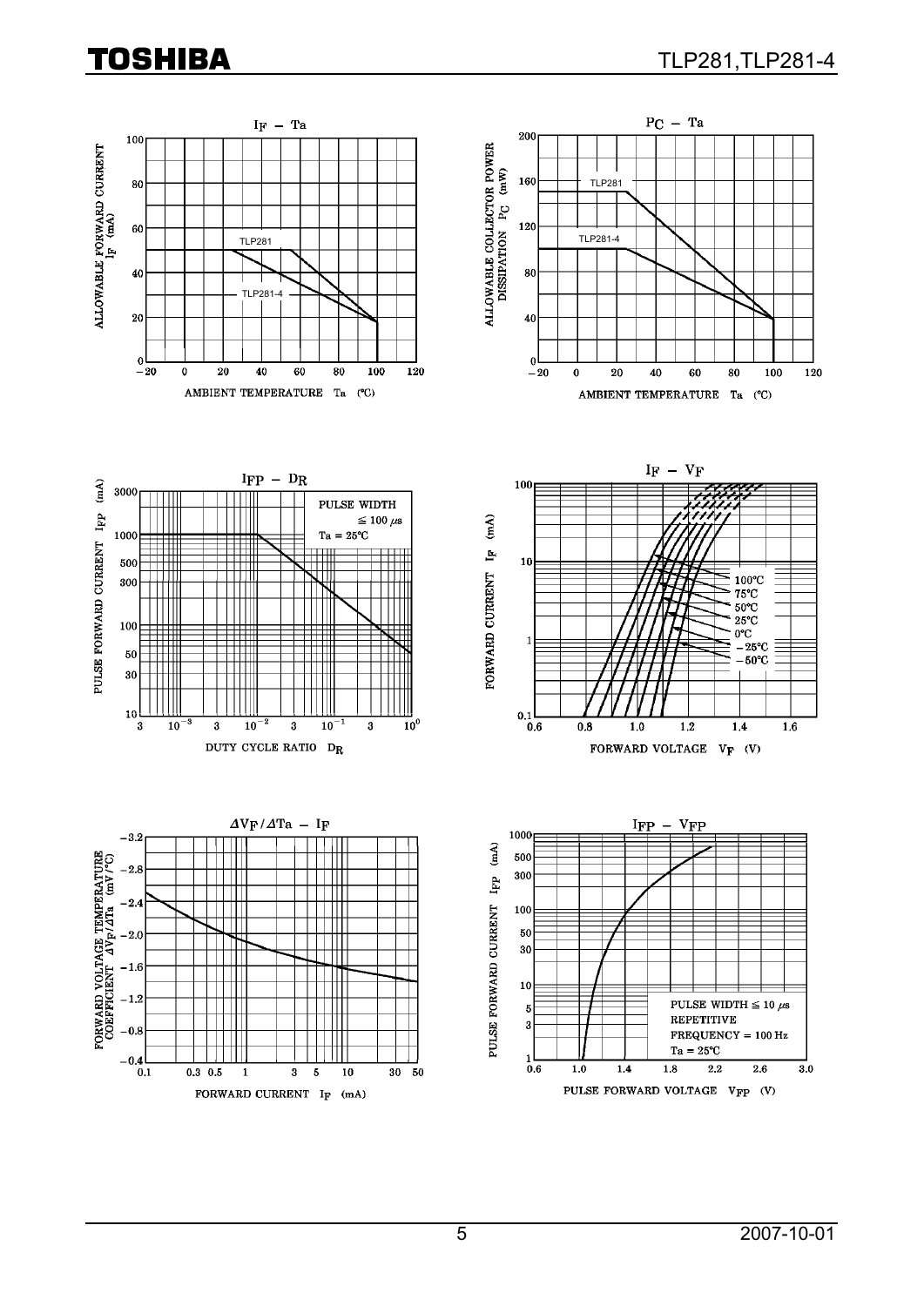$I_F$ – Ta

ALLOWABLE FORWARD CURRENT $I_F$ (mA)

AMBIENT TEMPERATURE Ta (°C)

TLP281

TLP281-4

$P_C$ – Ta

ALLOWABLE COLLECTOR POWER DISSIPATION $P_C$ (mW)

AMBIENT TEMPERATURE Ta (°C)

TLP281

TLP281-4

$I_{FP}$ – $D_R$

PULSE FORWARD CURRENT $I_{FP}$ (mA)

DUTY CYCLE RATIO $D_R$

PULSE WIDTH ≦ 100 μs
Ta = 25°C

$I_F$ – $V_F$

FORWARD CURRENT $I_F$ (mA)

FORWARD VOLTAGE $V_F$ (V)

100°C
75°C
50°C
25°C
0°C
−25°C
−50°C

$\Delta V_F / \Delta Ta$ – $I_F$

FORWARD VOLTAGE TEMPERATURE COEFFICIENT $\Delta V_F / \Delta Ta$ (mV/°C)

FORWARD CURRENT $I_F$ (mA)

$I_{FP}$ – $V_{FP}$

PULSE FORWARD CURRENT $I_{FP}$ (mA)

PULSE FORWARD VOLTAGE $V_{FP}$ (V)

PULSE WIDTH ≦ 10 μs
REPETITIVE
FREQUENCY = 100 Hz
Ta = 25°C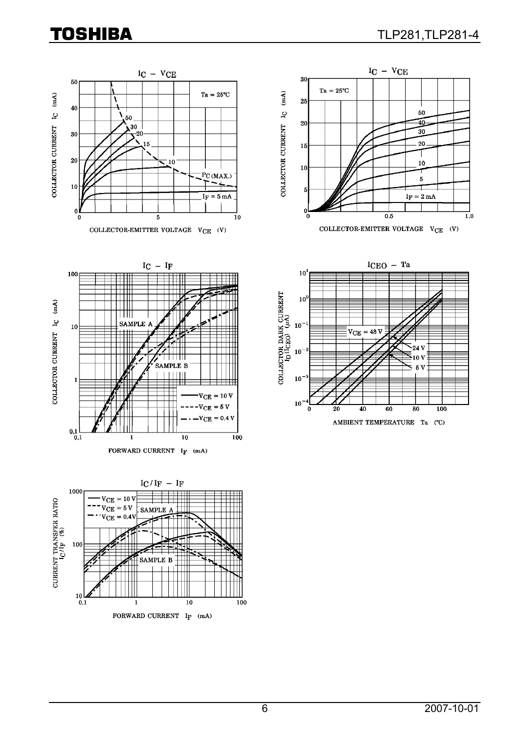$I_C$ – $V_{CE}$

Ta = 25°C

COLLECTOR CURRENT $I_C$ (mA)

COLLECTOR-EMITTER VOLTAGE $V_{CE}$ (V)

$I_F$ = 5 mA, 10, 15, 20, 30, 50

$P_C$ (MAX.)

$I_C$ – $V_{CE}$

Ta = 25°C

COLLECTOR CURRENT $I_C$ (mA)

COLLECTOR-EMITTER VOLTAGE $V_{CE}$ (V)

$I_F$ = 2 mA, 5, 10, 20, 30, 40, 50

$I_C$ – $I_F$

COLLECTOR CURRENT $I_C$ (mA)

FORWARD CURRENT $I_F$ (mA)

SAMPLE A

SAMPLE B

$V_{CE}$ = 10 V

$V_{CE}$ = 5 V

$V_{CE}$ = 0.4 V

$I_{CEO}$ – Ta

COLLECTOR DARK CURRENT $I_D$ ($I_{CEO}$) (μA)

AMBIENT TEMPERATURE Ta (°C)

$V_{CE}$ = 48 V

24 V

10 V

5 V

$I_C/I_F$ – $I_F$

CURRENT TRANSFER RATIO $I_C/I_F$ (%)

FORWARD CURRENT $I_F$ (mA)

$V_{CE}$ = 10 V

$V_{CE}$ = 5 V

$V_{CE}$ = 0.4V

SAMPLE A

SAMPLE B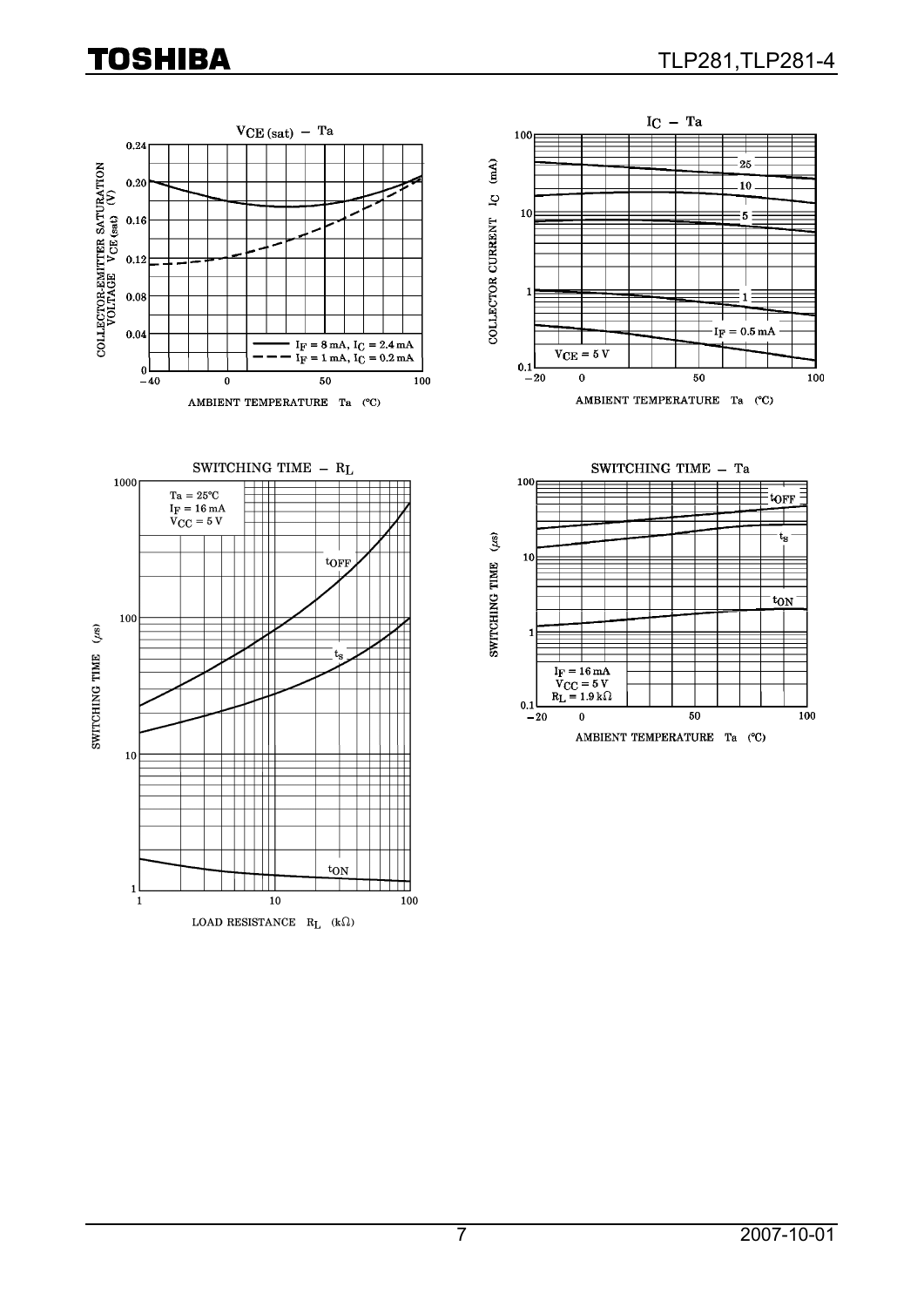## $V_{CE(sat)}$ – Ta

COLLECTOR-EMITTER SATURATION VOLTAGE $V_{CE(sat)}$ (V)

AMBIENT TEMPERATURE Ta (°C)

$I_F$ = 8 mA, $I_C$ = 2.4 mA
$I_F$ = 1 mA, $I_C$ = 0.2 mA

## $I_C$ – Ta

COLLECTOR CURRENT $I_C$ (mA)

AMBIENT TEMPERATURE Ta (°C)

$V_{CE}$ = 5 V

$I_F$ = 0.5 mA, 1, 5, 10, 25

## SWITCHING TIME – $R_L$

Ta = 25°C
$I_F$ = 16 mA
$V_{CC}$ = 5 V

SWITCHING TIME (μs)

LOAD RESISTANCE $R_L$ (kΩ)

$t_{OFF}$, $t_s$, $t_{ON}$

## SWITCHING TIME – Ta

$I_F$ = 16 mA
$V_{CC}$ = 5 V
$R_L$ = 1.9 kΩ

SWITCHING TIME (μs)

AMBIENT TEMPERATURE Ta (°C)

$t_{OFF}$, $t_s$, $t_{ON}$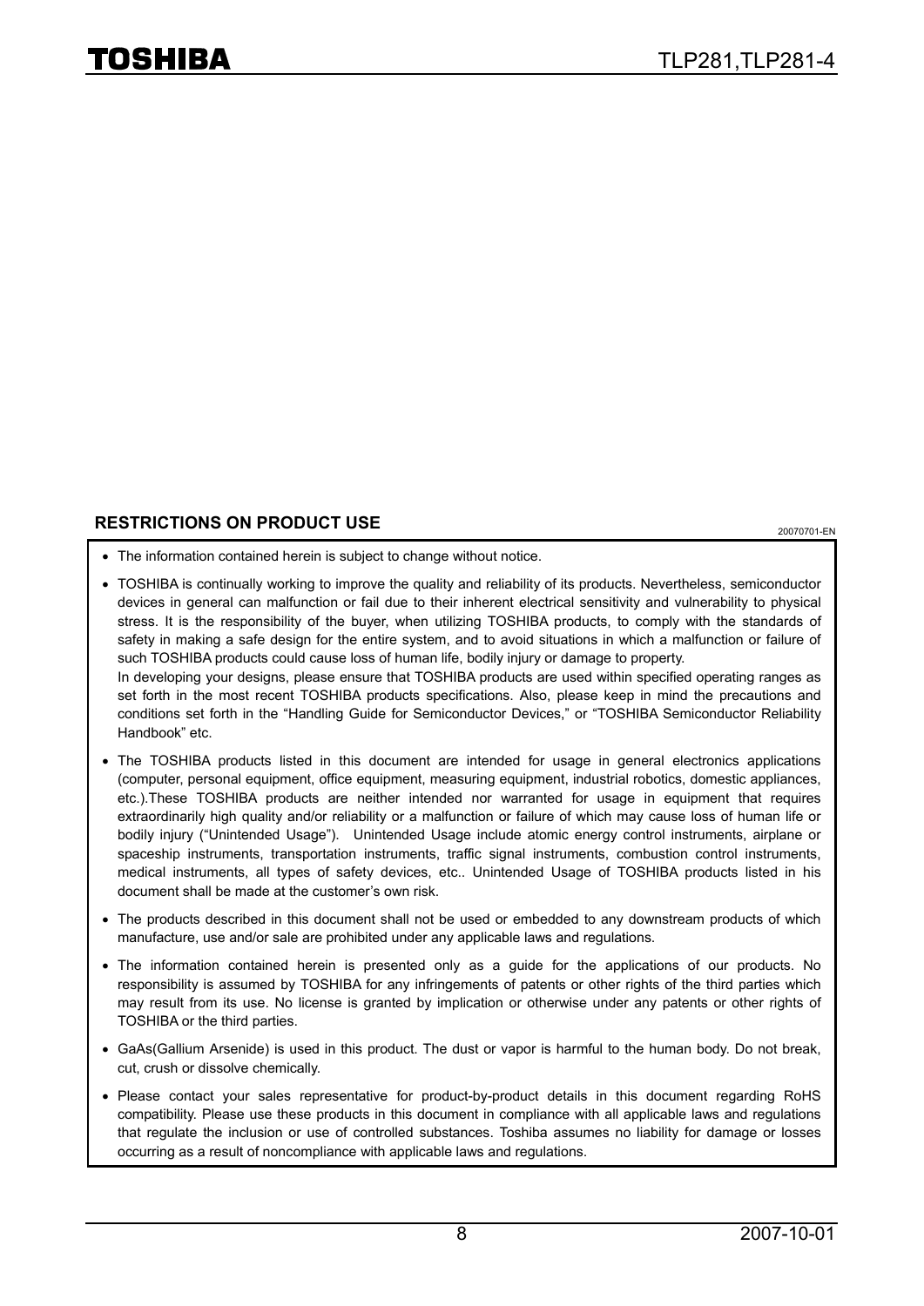## RESTRICTIONS ON PRODUCT USE

20070701-EN

- The information contained herein is subject to change without notice.
- TOSHIBA is continually working to improve the quality and reliability of its products. Nevertheless, semiconductor devices in general can malfunction or fail due to their inherent electrical sensitivity and vulnerability to physical stress. It is the responsibility of the buyer, when utilizing TOSHIBA products, to comply with the standards of safety in making a safe design for the entire system, and to avoid situations in which a malfunction or failure of such TOSHIBA products could cause loss of human life, bodily injury or damage to property.
  In developing your designs, please ensure that TOSHIBA products are used within specified operating ranges as set forth in the most recent TOSHIBA products specifications. Also, please keep in mind the precautions and conditions set forth in the "Handling Guide for Semiconductor Devices," or "TOSHIBA Semiconductor Reliability Handbook" etc.
- The TOSHIBA products listed in this document are intended for usage in general electronics applications (computer, personal equipment, office equipment, measuring equipment, industrial robotics, domestic appliances, etc.).These TOSHIBA products are neither intended nor warranted for usage in equipment that requires extraordinarily high quality and/or reliability or a malfunction or failure of which may cause loss of human life or bodily injury ("Unintended Usage"). Unintended Usage include atomic energy control instruments, airplane or spaceship instruments, transportation instruments, traffic signal instruments, combustion control instruments, medical instruments, all types of safety devices, etc.. Unintended Usage of TOSHIBA products listed in his document shall be made at the customer's own risk.
- The products described in this document shall not be used or embedded to any downstream products of which manufacture, use and/or sale are prohibited under any applicable laws and regulations.
- The information contained herein is presented only as a guide for the applications of our products. No responsibility is assumed by TOSHIBA for any infringements of patents or other rights of the third parties which may result from its use. No license is granted by implication or otherwise under any patents or other rights of TOSHIBA or the third parties.
- GaAs(Gallium Arsenide) is used in this product. The dust or vapor is harmful to the human body. Do not break, cut, crush or dissolve chemically.
- Please contact your sales representative for product-by-product details in this document regarding RoHS compatibility. Please use these products in this document in compliance with all applicable laws and regulations that regulate the inclusion or use of controlled substances. Toshiba assumes no liability for damage or losses occurring as a result of noncompliance with applicable laws and regulations.